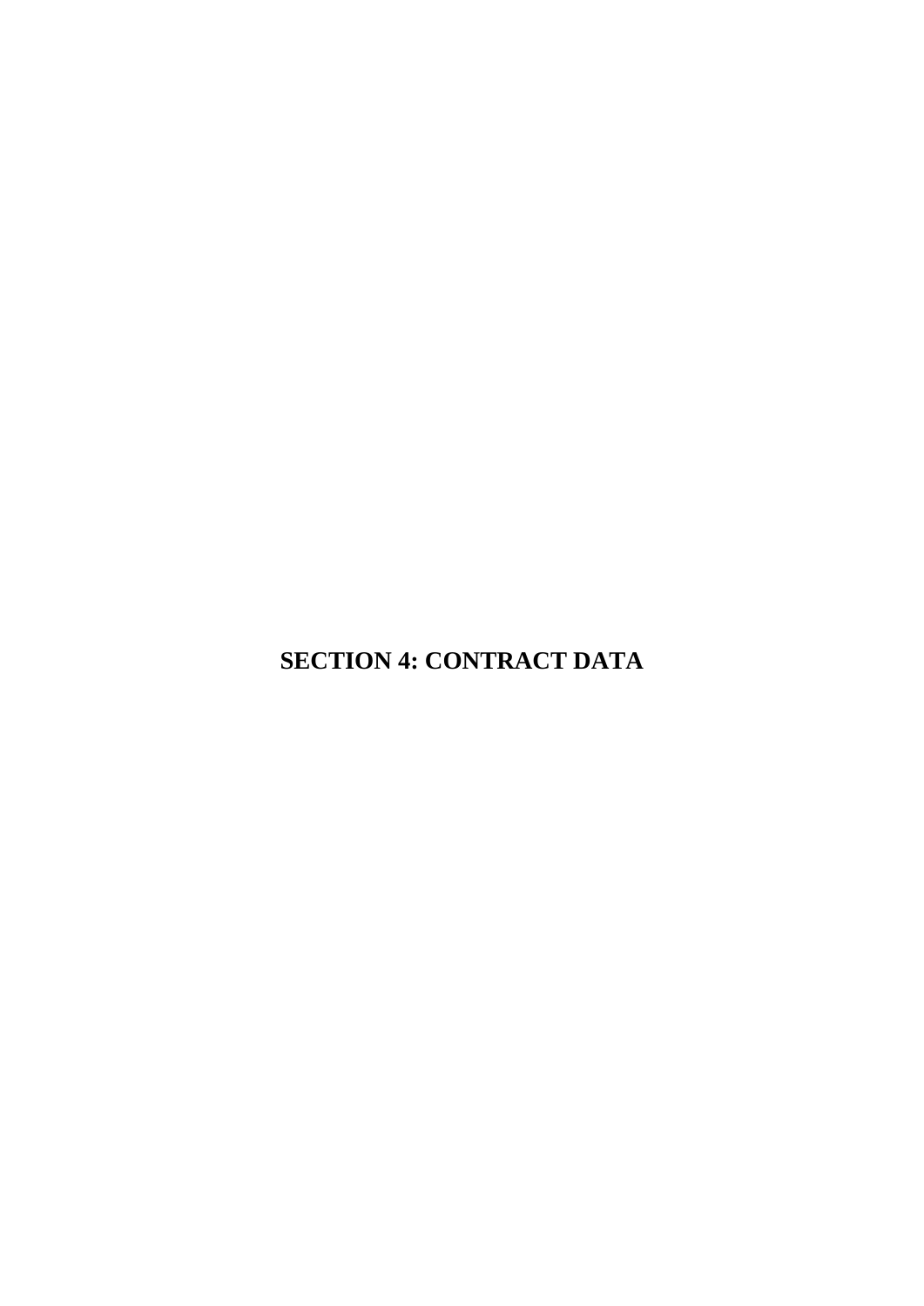# SECTION 4: CONTRACT DATA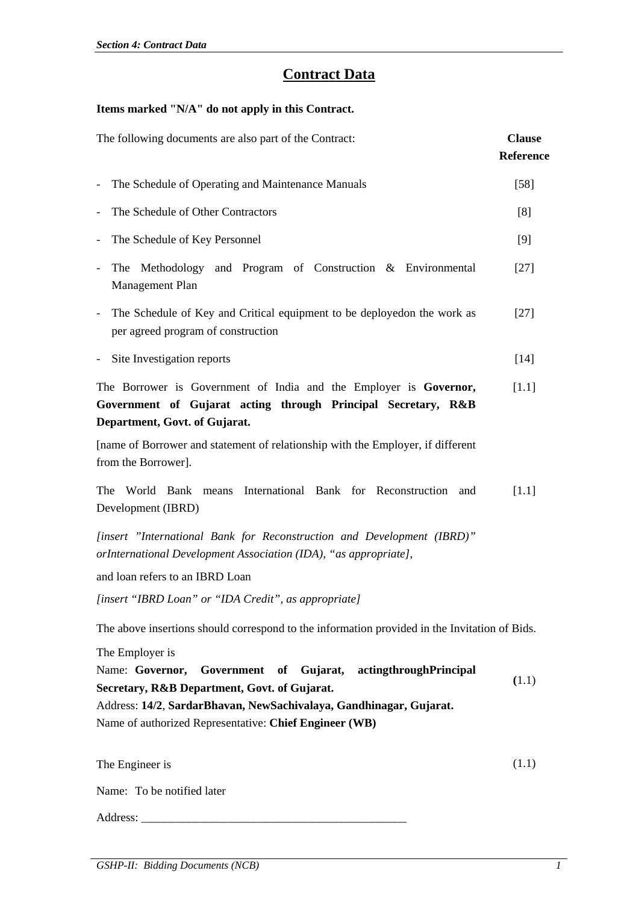# Contract Data

**Items marked "N/A" do not apply in this Contract.**

| The following documents are also part of the Contract: | **Clause Reference** |
|---|---|
| - The Schedule of Operating and Maintenance Manuals | [58] |
| - The Schedule of Other Contractors | [8] |
| - The Schedule of Key Personnel | [9] |
| - The Methodology and Program of Construction & Environmental Management Plan | [27] |
| - The Schedule of Key and Critical equipment to be deployedon the work as per agreed program of construction | [27] |
| - Site Investigation reports | [14] |
| The Borrower is Government of India and the Employer is **Governor, Government of Gujarat acting through Principal Secretary, R&B Department, Govt. of Gujarat.** | [1.1] |

[name of Borrower and statement of relationship with the Employer, if different from the Borrower].

| | |
|---|---|
| The World Bank means International Bank for Reconstruction and Development (IBRD) | [1.1] |

*[insert "International Bank for Reconstruction and Development (IBRD)" orInternational Development Association (IDA), "as appropriate]*,

and loan refers to an IBRD Loan

*[insert "IBRD Loan" or "IDA Credit", as appropriate]*

The above insertions should correspond to the information provided in the Invitation of Bids.

| | |
|---|---|
| The Employer is<br>Name: **Governor, Government of Gujarat, actingthroughPrincipal Secretary, R&B Department, Govt. of Gujarat.**<br>Address: **14/2**, **SardarBhavan, NewSachivalaya, Gandhinagar, Gujarat.**<br>Name of authorized Representative: **Chief Engineer (WB)** | **(**1.1) |
| The Engineer is | (1.1) |

Name: To be notified later

Address: ______________________________________________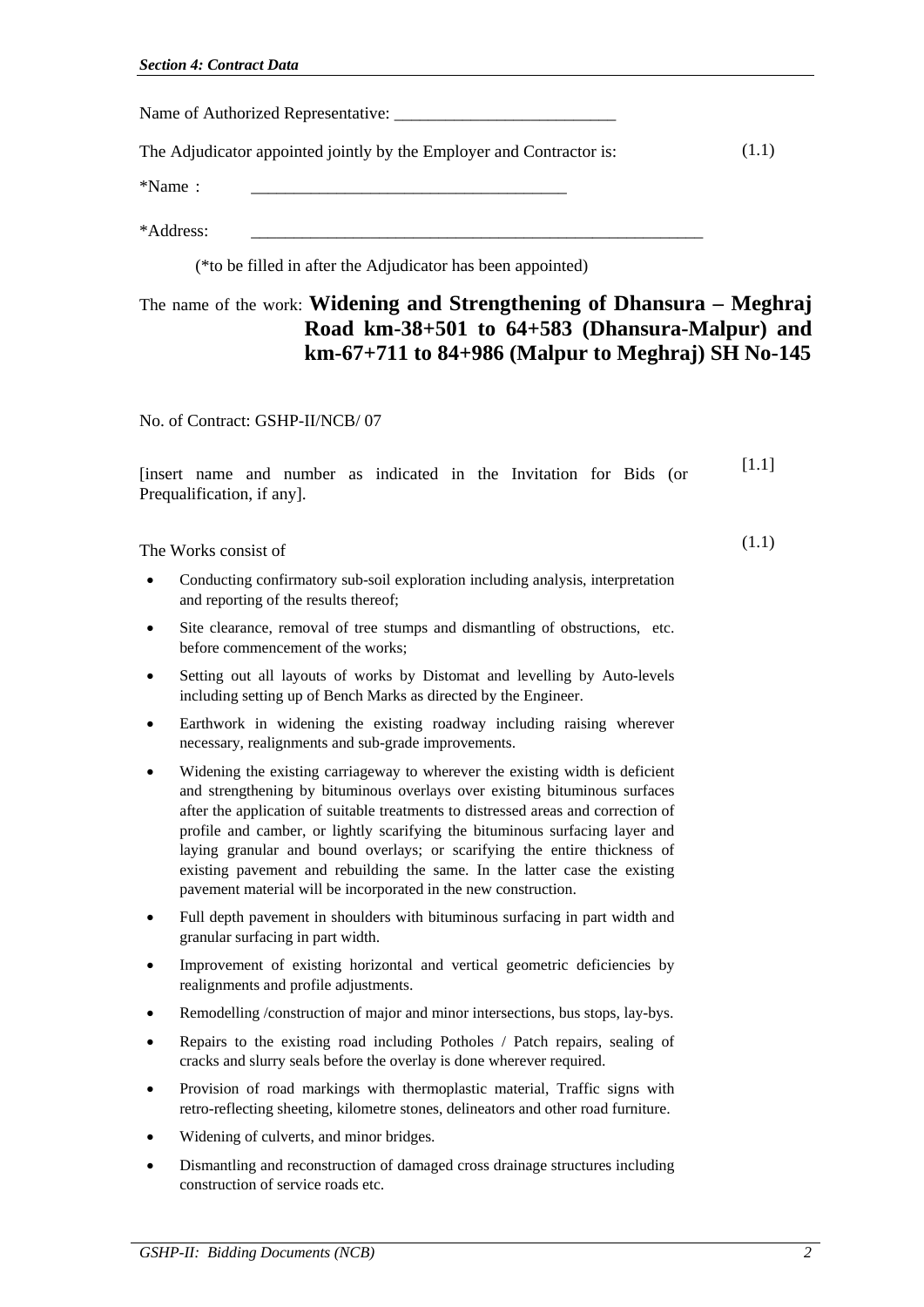Name of Authorized Representative: _________________________

The Adjudicator appointed jointly by the Employer and Contractor is: (1.1)

*Name : ___________________________________

*Address: __________________________________________________

(*to be filled in after the Adjudicator has been appointed)

The name of the work: **Widening and Strengthening of Dhansura – Meghraj Road km-38+501 to 64+583 (Dhansura-Malpur) and km-67+711 to 84+986 (Malpur to Meghraj) SH No-145**

No. of Contract: GSHP-II/NCB/ 07

[insert name and number as indicated in the Invitation for Bids (or Prequalification, if any]. [1.1]

The Works consist of (1.1)

- Conducting confirmatory sub-soil exploration including analysis, interpretation and reporting of the results thereof;
- Site clearance, removal of tree stumps and dismantling of obstructions, etc. before commencement of the works;
- Setting out all layouts of works by Distomat and levelling by Auto-levels including setting up of Bench Marks as directed by the Engineer.
- Earthwork in widening the existing roadway including raising wherever necessary, realignments and sub-grade improvements.
- Widening the existing carriageway to wherever the existing width is deficient and strengthening by bituminous overlays over existing bituminous surfaces after the application of suitable treatments to distressed areas and correction of profile and camber, or lightly scarifying the bituminous surfacing layer and laying granular and bound overlays; or scarifying the entire thickness of existing pavement and rebuilding the same. In the latter case the existing pavement material will be incorporated in the new construction.
- Full depth pavement in shoulders with bituminous surfacing in part width and granular surfacing in part width.
- Improvement of existing horizontal and vertical geometric deficiencies by realignments and profile adjustments.
- Remodelling /construction of major and minor intersections, bus stops, lay-bys.
- Repairs to the existing road including Potholes / Patch repairs, sealing of cracks and slurry seals before the overlay is done wherever required.
- Provision of road markings with thermoplastic material, Traffic signs with retro-reflecting sheeting, kilometre stones, delineators and other road furniture.
- Widening of culverts, and minor bridges.
- Dismantling and reconstruction of damaged cross drainage structures including construction of service roads etc.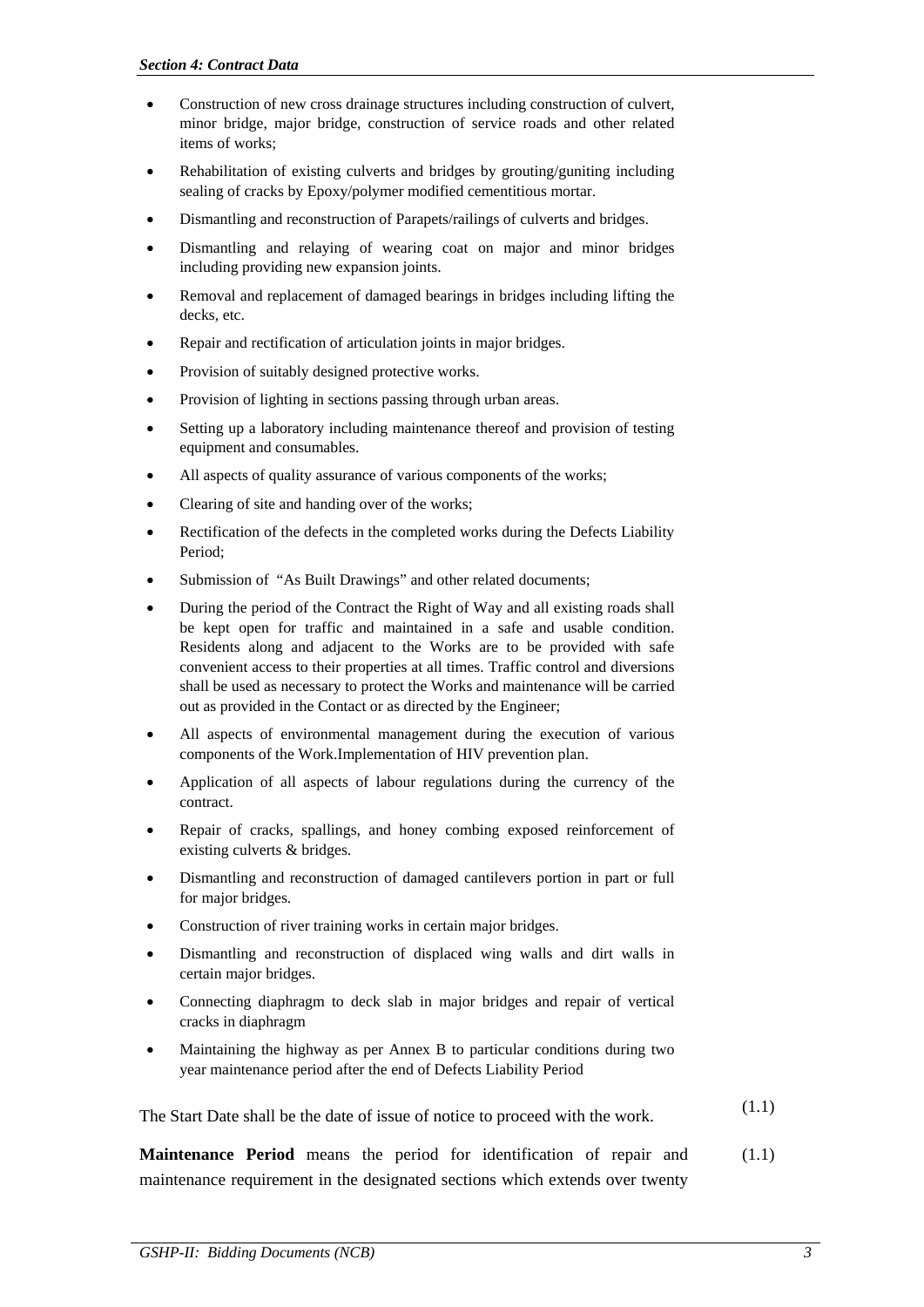- Construction of new cross drainage structures including construction of culvert, minor bridge, major bridge, construction of service roads and other related items of works;
- Rehabilitation of existing culverts and bridges by grouting/guniting including sealing of cracks by Epoxy/polymer modified cementitious mortar.
- Dismantling and reconstruction of Parapets/railings of culverts and bridges.
- Dismantling and relaying of wearing coat on major and minor bridges including providing new expansion joints.
- Removal and replacement of damaged bearings in bridges including lifting the decks, etc.
- Repair and rectification of articulation joints in major bridges.
- Provision of suitably designed protective works.
- Provision of lighting in sections passing through urban areas.
- Setting up a laboratory including maintenance thereof and provision of testing equipment and consumables.
- All aspects of quality assurance of various components of the works;
- Clearing of site and handing over of the works;
- Rectification of the defects in the completed works during the Defects Liability Period;
- Submission of "As Built Drawings" and other related documents;
- During the period of the Contract the Right of Way and all existing roads shall be kept open for traffic and maintained in a safe and usable condition. Residents along and adjacent to the Works are to be provided with safe convenient access to their properties at all times. Traffic control and diversions shall be used as necessary to protect the Works and maintenance will be carried out as provided in the Contact or as directed by the Engineer;
- All aspects of environmental management during the execution of various components of the Work.Implementation of HIV prevention plan.
- Application of all aspects of labour regulations during the currency of the contract.
- Repair of cracks, spallings, and honey combing exposed reinforcement of existing culverts & bridges.
- Dismantling and reconstruction of damaged cantilevers portion in part or full for major bridges.
- Construction of river training works in certain major bridges.
- Dismantling and reconstruction of displaced wing walls and dirt walls in certain major bridges.
- Connecting diaphragm to deck slab in major bridges and repair of vertical cracks in diaphragm
- Maintaining the highway as per Annex B to particular conditions during two year maintenance period after the end of Defects Liability Period

The Start Date shall be the date of issue of notice to proceed with the work. (1.1)

**Maintenance Period** means the period for identification of repair and maintenance requirement in the designated sections which extends over twenty (1.1)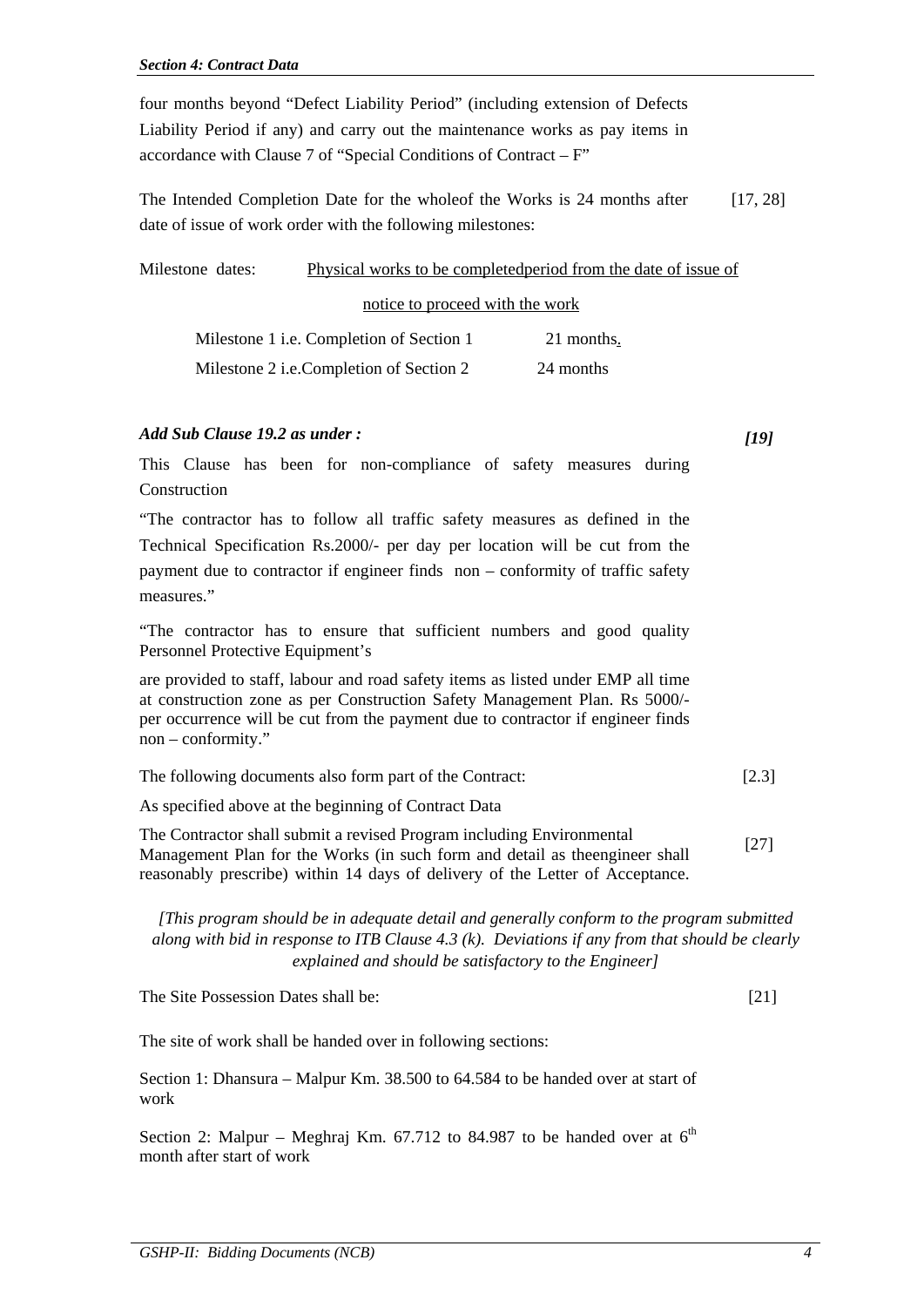four months beyond "Defect Liability Period" (including extension of Defects Liability Period if any) and carry out the maintenance works as pay items in accordance with Clause 7 of "Special Conditions of Contract – F"

The Intended Completion Date for the wholeof the Works is 24 months after date of issue of work order with the following milestones: [17, 28]

Milestone dates: Physical works to be completedperiod from the date of issue of notice to proceed with the work

| | |
|---|---|
| Milestone 1 i.e. Completion of Section 1 | 21 months. |
| Milestone 2 i.e.Completion of Section 2 | 24 months |

***Add Sub Clause 19.2 as under :*** ***[19]***

This Clause has been for non-compliance of safety measures during Construction

"The contractor has to follow all traffic safety measures as defined in the Technical Specification Rs.2000/- per day per location will be cut from the payment due to contractor if engineer finds non – conformity of traffic safety measures."

"The contractor has to ensure that sufficient numbers and good quality Personnel Protective Equipment's

are provided to staff, labour and road safety items as listed under EMP all time at construction zone as per Construction Safety Management Plan. Rs 5000/- per occurrence will be cut from the payment due to contractor if engineer finds non – conformity."

The following documents also form part of the Contract: [2.3]

As specified above at the beginning of Contract Data

The Contractor shall submit a revised Program including Environmental Management Plan for the Works (in such form and detail as theengineer shall reasonably prescribe) within 14 days of delivery of the Letter of Acceptance. [27]

*[This program should be in adequate detail and generally conform to the program submitted along with bid in response to ITB Clause 4.3 (k). Deviations if any from that should be clearly explained and should be satisfactory to the Engineer]*

The Site Possession Dates shall be: [21]

The site of work shall be handed over in following sections:

Section 1: Dhansura – Malpur Km. 38.500 to 64.584 to be handed over at start of work

Section 2: Malpur – Meghraj Km. 67.712 to 84.987 to be handed over at 6th month after start of work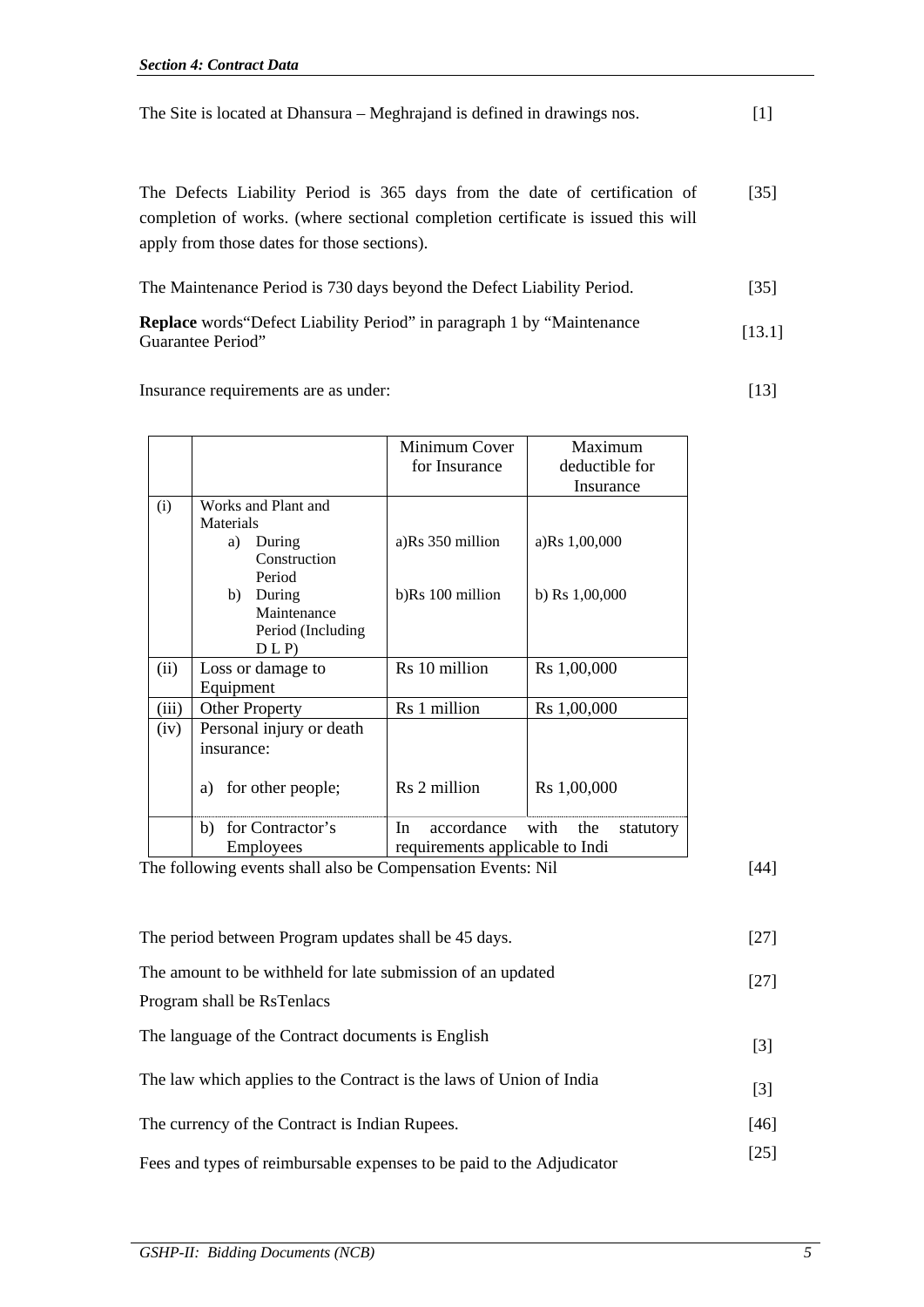The Site is located at Dhansura – Meghrajand is defined in drawings nos. [1]

The Defects Liability Period is 365 days from the date of certification of completion of works. (where sectional completion certificate is issued this will apply from those dates for those sections). [35]

The Maintenance Period is 730 days beyond the Defect Liability Period. [35]

**Replace** words"Defect Liability Period" in paragraph 1 by "Maintenance Guarantee Period" [13.1]

Insurance requirements are as under: [13]

| | | Minimum Cover for Insurance | Maximum deductible for Insurance |
|---|---|---|---|
| (i) | Works and Plant and Materials<br>a) During Construction Period<br>b) During Maintenance Period (Including D L P) | a)Rs 350 million<br>b)Rs 100 million | a)Rs 1,00,000<br>b) Rs 1,00,000 |
| (ii) | Loss or damage to Equipment | Rs 10 million | Rs 1,00,000 |
| (iii) | Other Property | Rs 1 million | Rs 1,00,000 |
| (iv) | Personal injury or death insurance:<br>a) for other people; | Rs 2 million | Rs 1,00,000 |
| | b) for Contractor's Employees | In accordance with the statutory requirements applicable to Indi | |

The following events shall also be Compensation Events: Nil [44]

The period between Program updates shall be 45 days. [27]

The amount to be withheld for late submission of an updated Program shall be RsTenlacs [27]

The language of the Contract documents is English [3]

The law which applies to the Contract is the laws of Union of India [3]

The currency of the Contract is Indian Rupees. [46]

Fees and types of reimbursable expenses to be paid to the Adjudicator [25]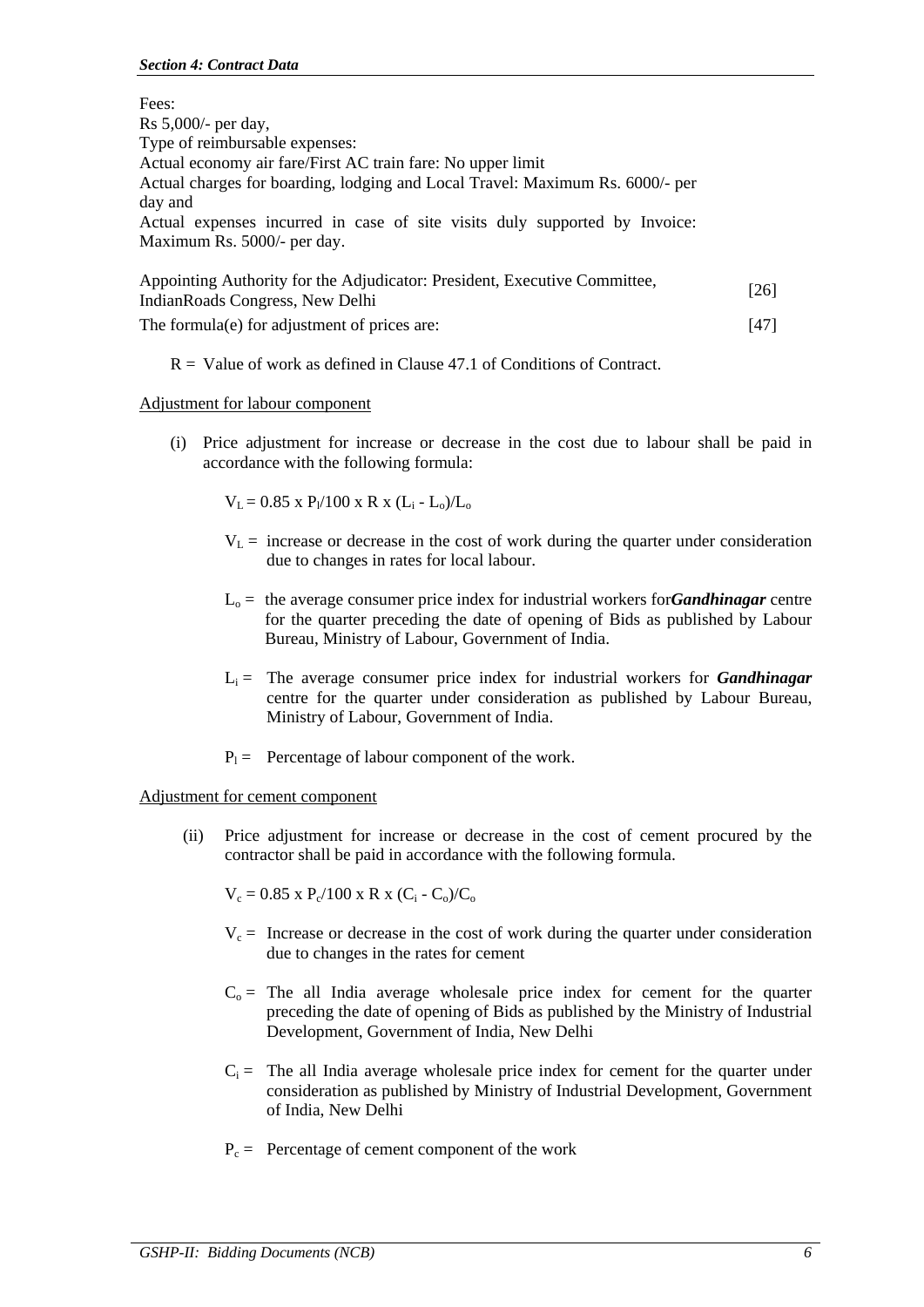Fees:
Rs 5,000/- per day,
Type of reimbursable expenses:
Actual economy air fare/First AC train fare: No upper limit
Actual charges for boarding, lodging and Local Travel: Maximum Rs. 6000/- per day and
Actual expenses incurred in case of site visits duly supported by Invoice: Maximum Rs. 5000/- per day.

Appointing Authority for the Adjudicator: President, Executive Committee, IndianRoads Congress, New Delhi [26]

The formula(e) for adjustment of prices are: [47]

R = Value of work as defined in Clause 47.1 of Conditions of Contract.

Adjustment for labour component

(i) Price adjustment for increase or decrease in the cost due to labour shall be paid in accordance with the following formula:

$V_L = 0.85 \text{ x } P_l/100 \text{ x } R \text{ x } (L_i - L_o)/L_o$

$V_L$ = increase or decrease in the cost of work during the quarter under consideration due to changes in rates for local labour.

$L_o$ = the average consumer price index for industrial workers for***Gandhinagar*** centre for the quarter preceding the date of opening of Bids as published by Labour Bureau, Ministry of Labour, Government of India.

$L_i$ = The average consumer price index for industrial workers for ***Gandhinagar*** centre for the quarter under consideration as published by Labour Bureau, Ministry of Labour, Government of India.

$P_l$ = Percentage of labour component of the work.

Adjustment for cement component

(ii) Price adjustment for increase or decrease in the cost of cement procured by the contractor shall be paid in accordance with the following formula.

$V_c = 0.85 \text{ x } P_c/100 \text{ x } R \text{ x } (C_i - C_o)/C_o$

$V_c$ = Increase or decrease in the cost of work during the quarter under consideration due to changes in the rates for cement

$C_o$ = The all India average wholesale price index for cement for the quarter preceding the date of opening of Bids as published by the Ministry of Industrial Development, Government of India, New Delhi

$C_i$ = The all India average wholesale price index for cement for the quarter under consideration as published by Ministry of Industrial Development, Government of India, New Delhi

$P_c$ = Percentage of cement component of the work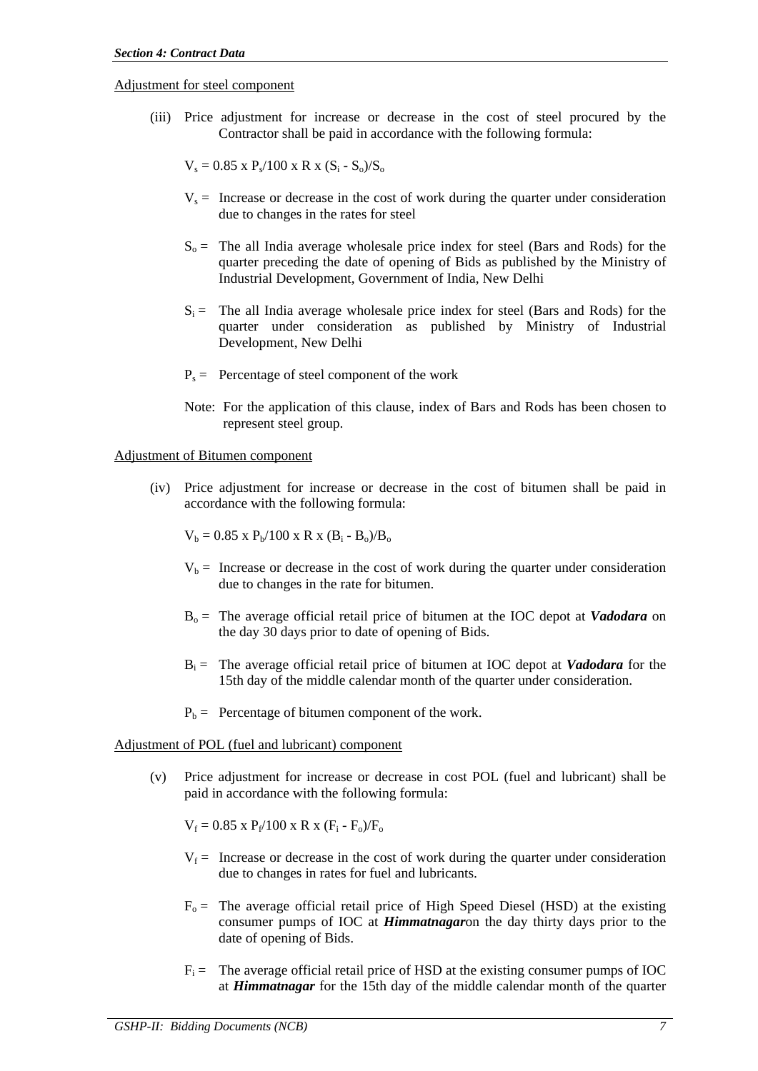Adjustment for steel component

(iii) Price adjustment for increase or decrease in the cost of steel procured by the Contractor shall be paid in accordance with the following formula:

$V_s = 0.85 \times P_s/100 \times R \times (S_i - S_o)/S_o$

$V_s$ = Increase or decrease in the cost of work during the quarter under consideration due to changes in the rates for steel

$S_o$ = The all India average wholesale price index for steel (Bars and Rods) for the quarter preceding the date of opening of Bids as published by the Ministry of Industrial Development, Government of India, New Delhi

$S_i$ = The all India average wholesale price index for steel (Bars and Rods) for the quarter under consideration as published by Ministry of Industrial Development, New Delhi

$P_s$ = Percentage of steel component of the work

Note: For the application of this clause, index of Bars and Rods has been chosen to represent steel group.

Adjustment of Bitumen component

(iv) Price adjustment for increase or decrease in the cost of bitumen shall be paid in accordance with the following formula:

$V_b = 0.85 \times P_b/100 \times R \times (B_i - B_o)/B_o$

$V_b$ = Increase or decrease in the cost of work during the quarter under consideration due to changes in the rate for bitumen.

$B_o$ = The average official retail price of bitumen at the IOC depot at ***Vadodara*** on the day 30 days prior to date of opening of Bids.

$B_i$ = The average official retail price of bitumen at IOC depot at ***Vadodara*** for the 15th day of the middle calendar month of the quarter under consideration.

$P_b$ = Percentage of bitumen component of the work.

Adjustment of POL (fuel and lubricant) component

(v) Price adjustment for increase or decrease in cost POL (fuel and lubricant) shall be paid in accordance with the following formula:

$V_f = 0.85 \times P_f/100 \times R \times (F_i - F_o)/F_o$

$V_f$ = Increase or decrease in the cost of work during the quarter under consideration due to changes in rates for fuel and lubricants.

$F_o$ = The average official retail price of High Speed Diesel (HSD) at the existing consumer pumps of IOC at ***Himmatnagar***on the day thirty days prior to the date of opening of Bids.

$F_i$ = The average official retail price of HSD at the existing consumer pumps of IOC at ***Himmatnagar*** for the 15th day of the middle calendar month of the quarter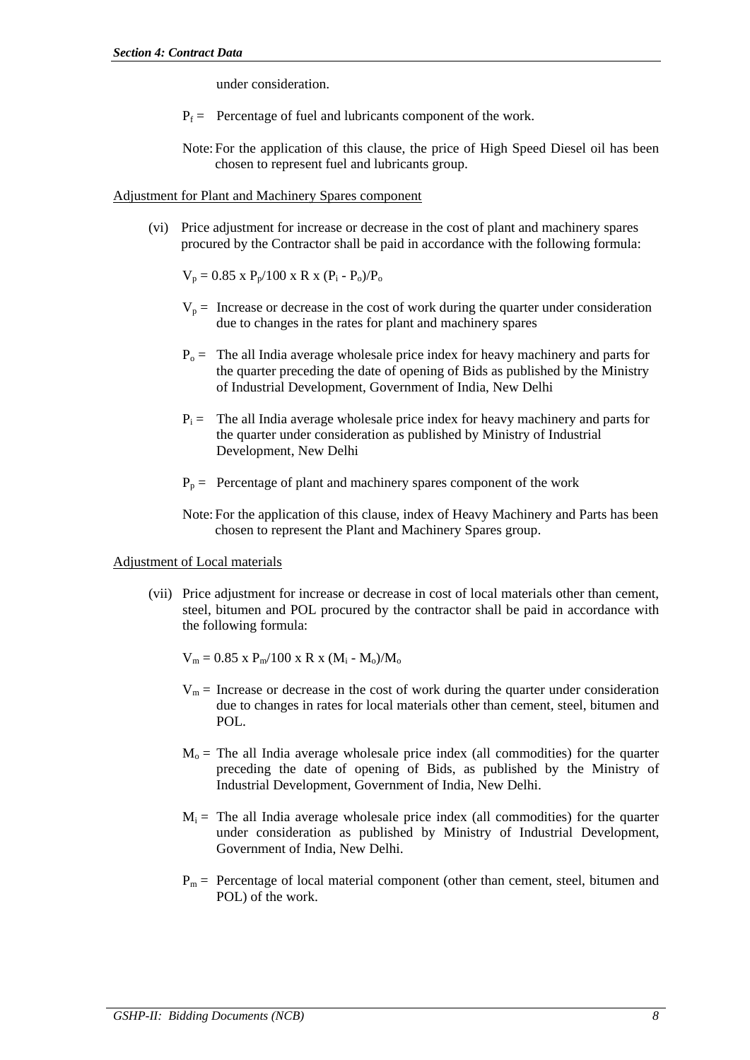under consideration.

$P_f$ = Percentage of fuel and lubricants component of the work.

Note: For the application of this clause, the price of High Speed Diesel oil has been chosen to represent fuel and lubricants group.

Adjustment for Plant and Machinery Spares component

(vi) Price adjustment for increase or decrease in the cost of plant and machinery spares procured by the Contractor shall be paid in accordance with the following formula:

$V_p = 0.85 \times P_p/100 \times R \times (P_i - P_o)/P_o$

$V_p$ = Increase or decrease in the cost of work during the quarter under consideration due to changes in the rates for plant and machinery spares

$P_o$ = The all India average wholesale price index for heavy machinery and parts for the quarter preceding the date of opening of Bids as published by the Ministry of Industrial Development, Government of India, New Delhi

$P_i$ = The all India average wholesale price index for heavy machinery and parts for the quarter under consideration as published by Ministry of Industrial Development, New Delhi

$P_p$ = Percentage of plant and machinery spares component of the work

Note: For the application of this clause, index of Heavy Machinery and Parts has been chosen to represent the Plant and Machinery Spares group.

Adjustment of Local materials

(vii) Price adjustment for increase or decrease in cost of local materials other than cement, steel, bitumen and POL procured by the contractor shall be paid in accordance with the following formula:

$V_m = 0.85 \times P_m/100 \times R \times (M_i - M_o)/M_o$

$V_m$ = Increase or decrease in the cost of work during the quarter under consideration due to changes in rates for local materials other than cement, steel, bitumen and POL.

$M_o$ = The all India average wholesale price index (all commodities) for the quarter preceding the date of opening of Bids, as published by the Ministry of Industrial Development, Government of India, New Delhi.

$M_i$ = The all India average wholesale price index (all commodities) for the quarter under consideration as published by Ministry of Industrial Development, Government of India, New Delhi.

$P_m$ = Percentage of local material component (other than cement, steel, bitumen and POL) of the work.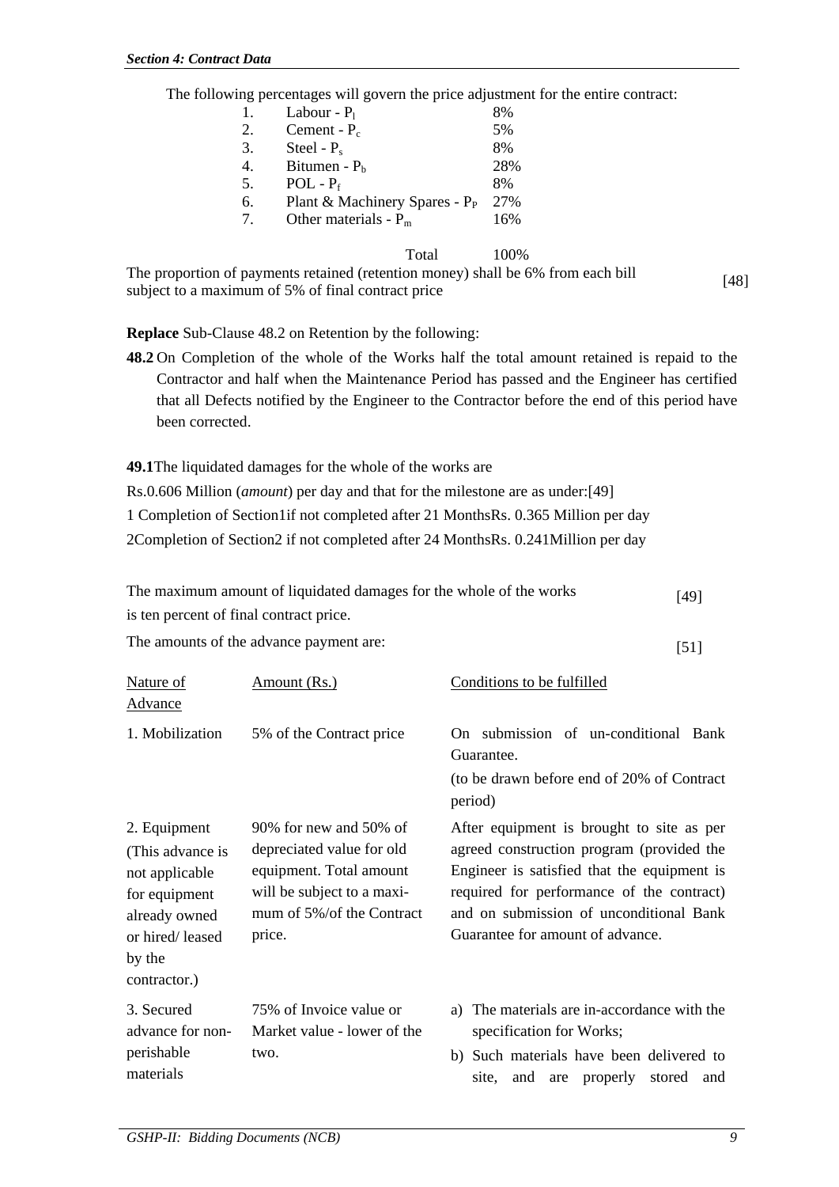The following percentages will govern the price adjustment for the entire contract:

| | | |
|---|---|---|
| 1. | Labour - $P_l$ | 8% |
| 2. | Cement - $P_c$ | 5% |
| 3. | Steel - $P_s$ | 8% |
| 4. | Bitumen - $P_b$ | 28% |
| 5. | POL - $P_f$ | 8% |
| 6. | Plant & Machinery Spares - $P_P$ | 27% |
| 7. | Other materials - $P_m$ | 16% |
| | Total | 100% |

The proportion of payments retained (retention money) shall be 6% from each bill subject to a maximum of 5% of final contract price [48]

**Replace** Sub-Clause 48.2 on Retention by the following:

**48.2** On Completion of the whole of the Works half the total amount retained is repaid to the Contractor and half when the Maintenance Period has passed and the Engineer has certified that all Defects notified by the Engineer to the Contractor before the end of this period have been corrected.

**49.1**The liquidated damages for the whole of the works are

Rs.0.606 Million (*amount*) per day and that for the milestone are as under:[49]

1 Completion of Section1if not completed after 21 MonthsRs. 0.365 Million per day

2Completion of Section2 if not completed after 24 MonthsRs. 0.241Million per day

The maximum amount of liquidated damages for the whole of the works is ten percent of final contract price. [49]

The amounts of the advance payment are: [51]

| Nature of Advance | Amount (Rs.) | Conditions to be fulfilled |
|---|---|---|
| 1. Mobilization | 5% of the Contract price | On submission of un-conditional Bank Guarantee.<br>(to be drawn before end of 20% of Contract period) |
| 2. Equipment (This advance is not applicable for equipment already owned or hired/ leased by the contractor.) | 90% for new and 50% of depreciated value for old equipment. Total amount will be subject to a maximum of 5%/of the Contract price. | After equipment is brought to site as per agreed construction program (provided the Engineer is satisfied that the equipment is required for performance of the contract) and on submission of unconditional Bank Guarantee for amount of advance. |
| 3. Secured advance for non-perishable materials | 75% of Invoice value or Market value - lower of the two. | a) The materials are in-accordance with the specification for Works;<br>b) Such materials have been delivered to site, and are properly stored and |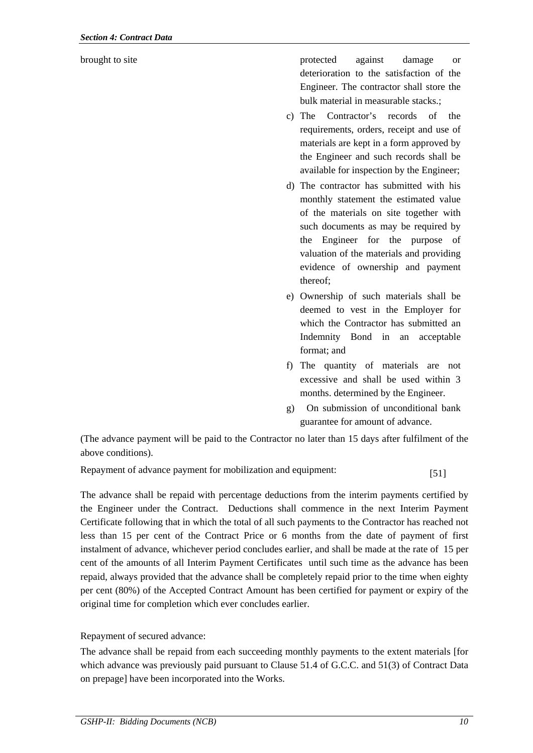| | |
|---|---|
| brought to site | protected against damage or deterioration to the satisfaction of the Engineer. The contractor shall store the bulk material in measurable stacks.; |
| | c) The Contractor's records of the requirements, orders, receipt and use of materials are kept in a form approved by the Engineer and such records shall be available for inspection by the Engineer; |
| | d) The contractor has submitted with his monthly statement the estimated value of the materials on site together with such documents as may be required by the Engineer for the purpose of valuation of the materials and providing evidence of ownership and payment thereof; |
| | e) Ownership of such materials shall be deemed to vest in the Employer for which the Contractor has submitted an Indemnity Bond in an acceptable format; and |
| | f) The quantity of materials are not excessive and shall be used within 3 months. determined by the Engineer. |
| | g) On submission of unconditional bank guarantee for amount of advance. |

(The advance payment will be paid to the Contractor no later than 15 days after fulfilment of the above conditions).

Repayment of advance payment for mobilization and equipment: [51]

The advance shall be repaid with percentage deductions from the interim payments certified by the Engineer under the Contract. Deductions shall commence in the next Interim Payment Certificate following that in which the total of all such payments to the Contractor has reached not less than 15 per cent of the Contract Price or 6 months from the date of payment of first instalment of advance, whichever period concludes earlier, and shall be made at the rate of 15 per cent of the amounts of all Interim Payment Certificates until such time as the advance has been repaid, always provided that the advance shall be completely repaid prior to the time when eighty per cent (80%) of the Accepted Contract Amount has been certified for payment or expiry of the original time for completion which ever concludes earlier.

Repayment of secured advance:

The advance shall be repaid from each succeeding monthly payments to the extent materials [for which advance was previously paid pursuant to Clause 51.4 of G.C.C. and 51(3) of Contract Data on prepage] have been incorporated into the Works.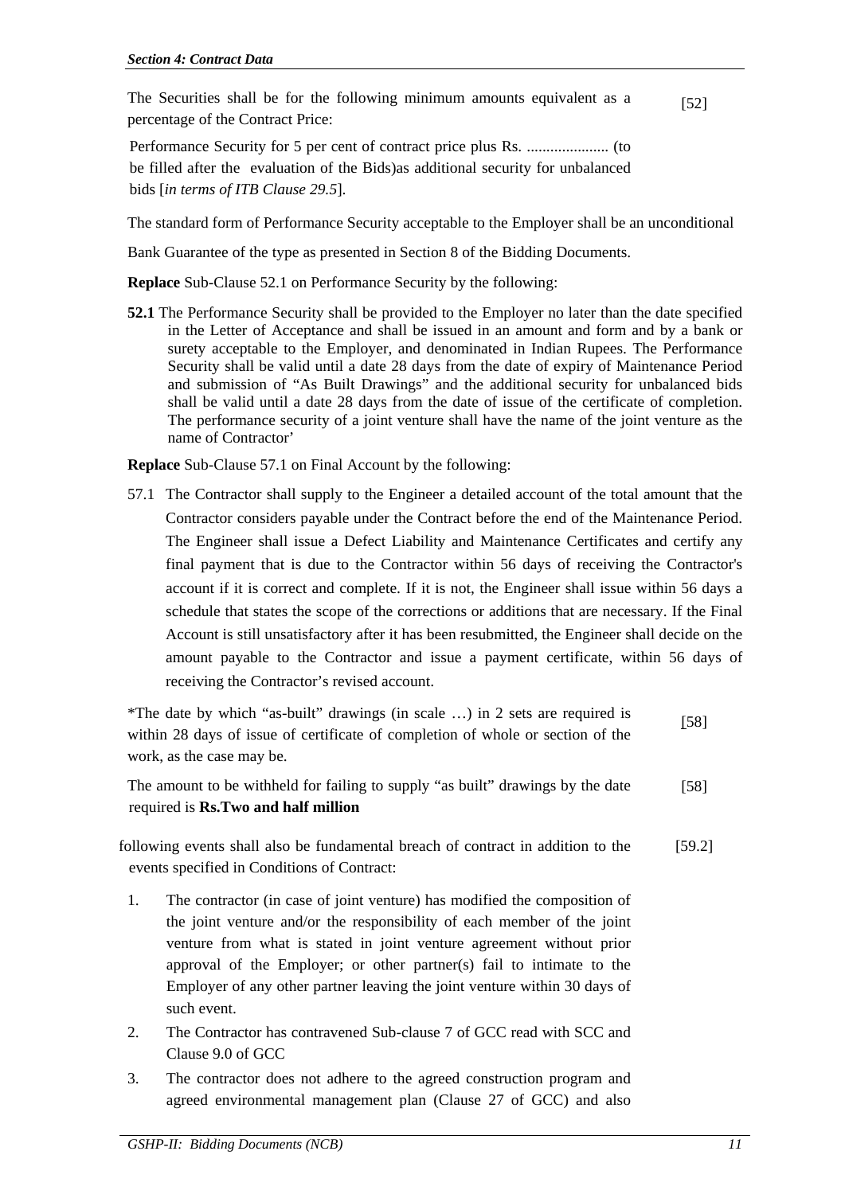The Securities shall be for the following minimum amounts equivalent as a percentage of the Contract Price: [52]

Performance Security for 5 per cent of contract price plus Rs. ..................... (to be filled after the evaluation of the Bids)as additional security for unbalanced bids [*in terms of ITB Clause 29.5*].

The standard form of Performance Security acceptable to the Employer shall be an unconditional

Bank Guarantee of the type as presented in Section 8 of the Bidding Documents.

**Replace** Sub-Clause 52.1 on Performance Security by the following:

**52.1** The Performance Security shall be provided to the Employer no later than the date specified in the Letter of Acceptance and shall be issued in an amount and form and by a bank or surety acceptable to the Employer, and denominated in Indian Rupees. The Performance Security shall be valid until a date 28 days from the date of expiry of Maintenance Period and submission of "As Built Drawings" and the additional security for unbalanced bids shall be valid until a date 28 days from the date of issue of the certificate of completion. The performance security of a joint venture shall have the name of the joint venture as the name of Contractor'

**Replace** Sub-Clause 57.1 on Final Account by the following:

57.1 The Contractor shall supply to the Engineer a detailed account of the total amount that the Contractor considers payable under the Contract before the end of the Maintenance Period. The Engineer shall issue a Defect Liability and Maintenance Certificates and certify any final payment that is due to the Contractor within 56 days of receiving the Contractor's account if it is correct and complete. If it is not, the Engineer shall issue within 56 days a schedule that states the scope of the corrections or additions that are necessary. If the Final Account is still unsatisfactory after it has been resubmitted, the Engineer shall decide on the amount payable to the Contractor and issue a payment certificate, within 56 days of receiving the Contractor's revised account.

*The date by which "as-built" drawings (in scale …) in 2 sets are required is within 28 days of issue of certificate of completion of whole or section of the work, as the case may be. [58]

The amount to be withheld for failing to supply "as built" drawings by the date required is **Rs.Two and half million** [58]

following events shall also be fundamental breach of contract in addition to the events specified in Conditions of Contract: [59.2]

1. The contractor (in case of joint venture) has modified the composition of the joint venture and/or the responsibility of each member of the joint venture from what is stated in joint venture agreement without prior approval of the Employer; or other partner(s) fail to intimate to the Employer of any other partner leaving the joint venture within 30 days of such event.
2. The Contractor has contravened Sub-clause 7 of GCC read with SCC and Clause 9.0 of GCC
3. The contractor does not adhere to the agreed construction program and agreed environmental management plan (Clause 27 of GCC) and also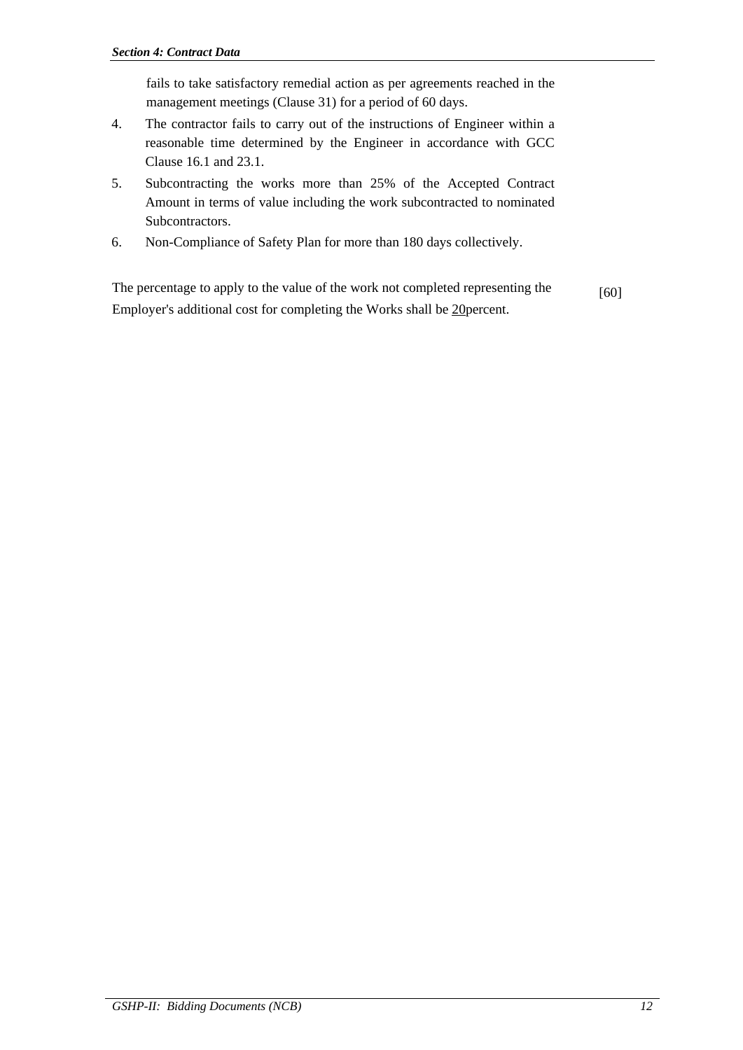fails to take satisfactory remedial action as per agreements reached in the management meetings (Clause 31) for a period of 60 days.

4. The contractor fails to carry out of the instructions of Engineer within a reasonable time determined by the Engineer in accordance with GCC Clause 16.1 and 23.1.
5. Subcontracting the works more than 25% of the Accepted Contract Amount in terms of value including the work subcontracted to nominated Subcontractors.
6. Non-Compliance of Safety Plan for more than 180 days collectively.

The percentage to apply to the value of the work not completed representing the Employer's additional cost for completing the Works shall be 20percent. [60]